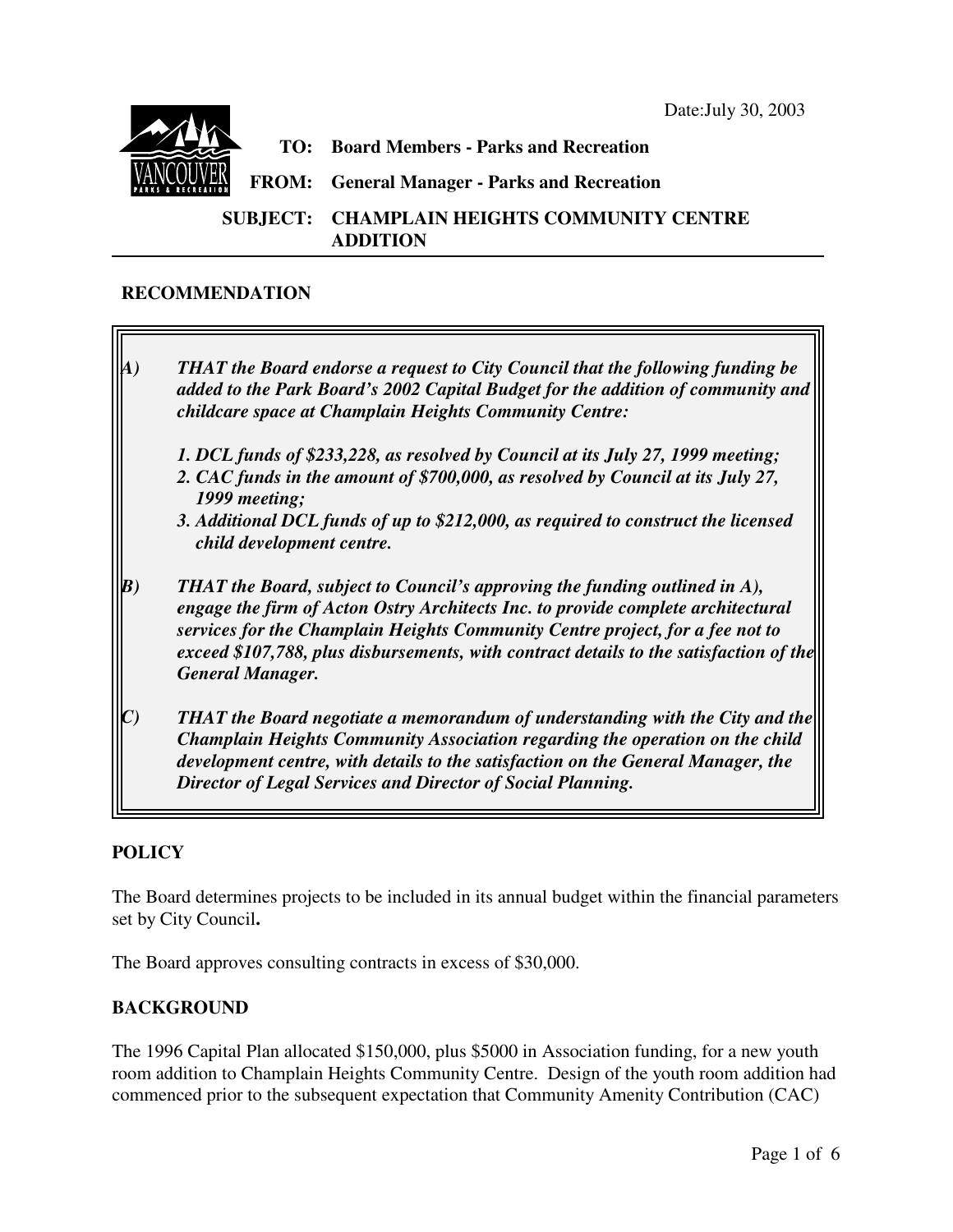Date:July 30, 2003

**TO:** Board Members - Parks and Recreation

**FROM:** General Manager - Parks and Recreation

**SUBJECT:** CHAMPLAIN HEIGHTS COMMUNITY CENTRE ADDITION

## RECOMMENDATION

***A) THAT the Board endorse a request to City Council that the following funding be added to the Park Board's 2002 Capital Budget for the addition of community and childcare space at Champlain Heights Community Centre:***

***1. DCL funds of $233,228, as resolved by Council at its July 27, 1999 meeting;***
***2. CAC funds in the amount of $700,000, as resolved by Council at its July 27, 1999 meeting;***
***3. Additional DCL funds of up to $212,000, as required to construct the licensed child development centre.***

***B) THAT the Board, subject to Council's approving the funding outlined in A), engage the firm of Acton Ostry Architects Inc. to provide complete architectural services for the Champlain Heights Community Centre project, for a fee not to exceed $107,788, plus disbursements, with contract details to the satisfaction of the General Manager.***

***C) THAT the Board negotiate a memorandum of understanding with the City and the Champlain Heights Community Association regarding the operation on the child development centre, with details to the satisfaction on the General Manager, the Director of Legal Services and Director of Social Planning.***

## POLICY

The Board determines projects to be included in its annual budget within the financial parameters set by City Council**.**

The Board approves consulting contracts in excess of $30,000.

## BACKGROUND

The 1996 Capital Plan allocated $150,000, plus $5000 in Association funding, for a new youth room addition to Champlain Heights Community Centre. Design of the youth room addition had commenced prior to the subsequent expectation that Community Amenity Contribution (CAC)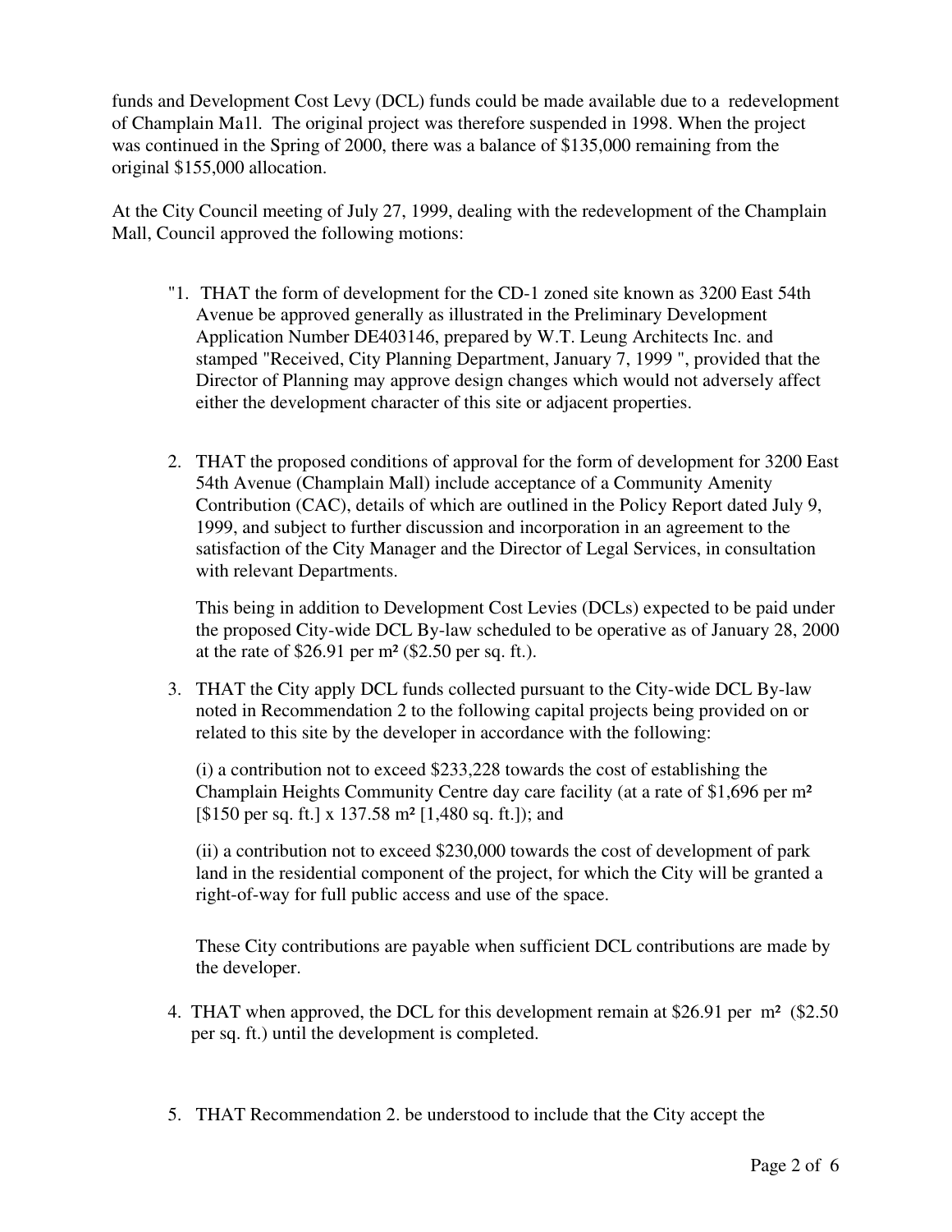funds and Development Cost Levy (DCL) funds could be made available due to a redevelopment of Champlain Ma1l. The original project was therefore suspended in 1998. When the project was continued in the Spring of 2000, there was a balance of $135,000 remaining from the original $155,000 allocation.

At the City Council meeting of July 27, 1999, dealing with the redevelopment of the Champlain Mall, Council approved the following motions:

"1. THAT the form of development for the CD-1 zoned site known as 3200 East 54th Avenue be approved generally as illustrated in the Preliminary Development Application Number DE403146, prepared by W.T. Leung Architects Inc. and stamped "Received, City Planning Department, January 7, 1999 ", provided that the Director of Planning may approve design changes which would not adversely affect either the development character of this site or adjacent properties.

2. THAT the proposed conditions of approval for the form of development for 3200 East 54th Avenue (Champlain Mall) include acceptance of a Community Amenity Contribution (CAC), details of which are outlined in the Policy Report dated July 9, 1999, and subject to further discussion and incorporation in an agreement to the satisfaction of the City Manager and the Director of Legal Services, in consultation with relevant Departments.

   This being in addition to Development Cost Levies (DCLs) expected to be paid under the proposed City-wide DCL By-law scheduled to be operative as of January 28, 2000 at the rate of $26.91 per m² ($2.50 per sq. ft.).

3. THAT the City apply DCL funds collected pursuant to the City-wide DCL By-law noted in Recommendation 2 to the following capital projects being provided on or related to this site by the developer in accordance with the following:

   (i) a contribution not to exceed $233,228 towards the cost of establishing the Champlain Heights Community Centre day care facility (at a rate of $1,696 per m² [$150 per sq. ft.] x 137.58 m² [1,480 sq. ft.]); and

   (ii) a contribution not to exceed $230,000 towards the cost of development of park land in the residential component of the project, for which the City will be granted a right-of-way for full public access and use of the space.

   These City contributions are payable when sufficient DCL contributions are made by the developer.

4. THAT when approved, the DCL for this development remain at $26.91 per m² ($2.50 per sq. ft.) until the development is completed.

5. THAT Recommendation 2. be understood to include that the City accept the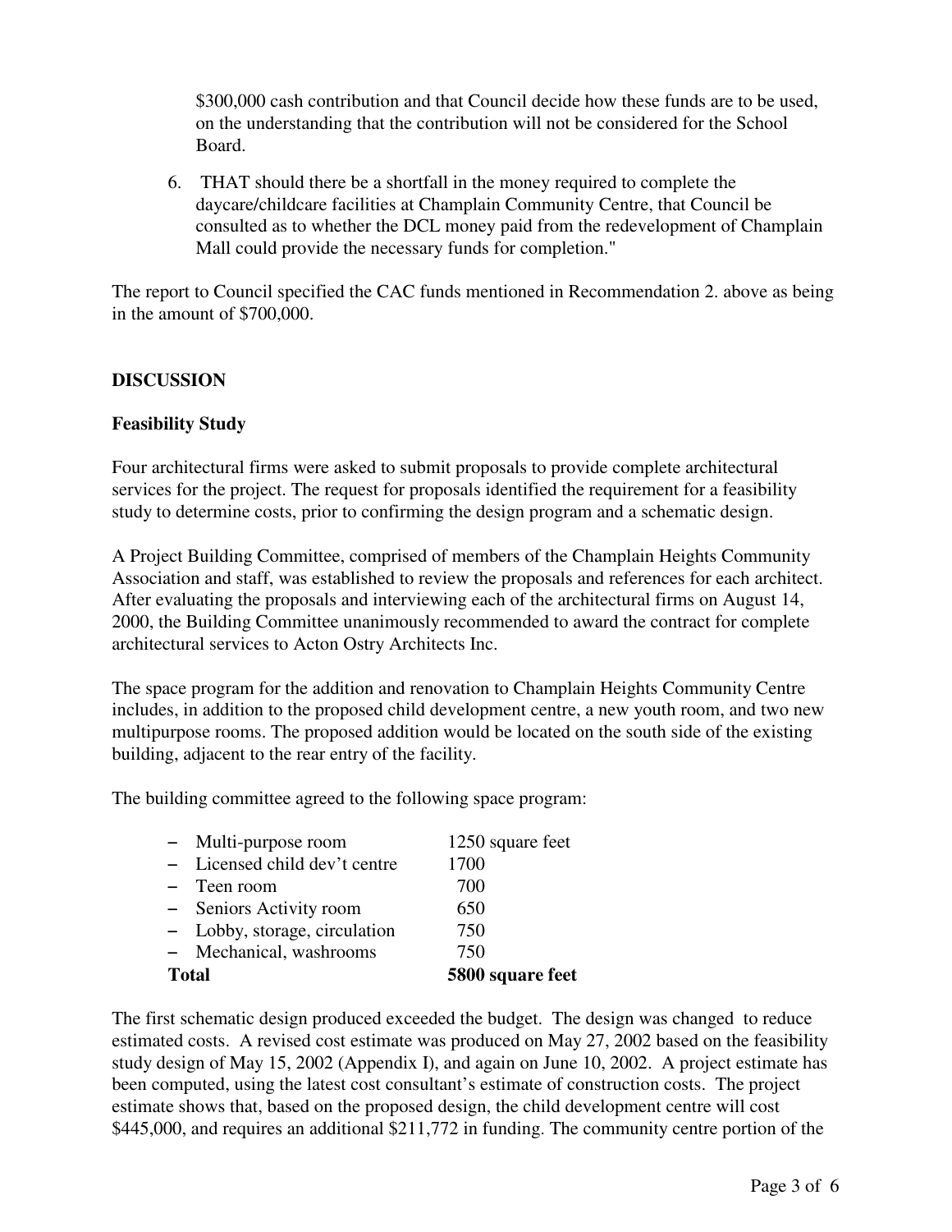$300,000 cash contribution and that Council decide how these funds are to be used, on the understanding that the contribution will not be considered for the School Board.

6. THAT should there be a shortfall in the money required to complete the daycare/childcare facilities at Champlain Community Centre, that Council be consulted as to whether the DCL money paid from the redevelopment of Champlain Mall could provide the necessary funds for completion."

The report to Council specified the CAC funds mentioned in Recommendation 2. above as being in the amount of $700,000.

## DISCUSSION

### Feasibility Study

Four architectural firms were asked to submit proposals to provide complete architectural services for the project. The request for proposals identified the requirement for a feasibility study to determine costs, prior to confirming the design program and a schematic design.

A Project Building Committee, comprised of members of the Champlain Heights Community Association and staff, was established to review the proposals and references for each architect. After evaluating the proposals and interviewing each of the architectural firms on August 14, 2000, the Building Committee unanimously recommended to award the contract for complete architectural services to Acton Ostry Architects Inc.

The space program for the addition and renovation to Champlain Heights Community Centre includes, in addition to the proposed child development centre, a new youth room, and two new multipurpose rooms. The proposed addition would be located on the south side of the existing building, adjacent to the rear entry of the facility.

The building committee agreed to the following space program:

| | |
|---|---|
| – Multi-purpose room | 1250 square feet |
| – Licensed child dev't centre | 1700 |
| – Teen room | 700 |
| – Seniors Activity room | 650 |
| – Lobby, storage, circulation | 750 |
| – Mechanical, washrooms | 750 |
| **Total** | **5800 square feet** |

The first schematic design produced exceeded the budget. The design was changed to reduce estimated costs. A revised cost estimate was produced on May 27, 2002 based on the feasibility study design of May 15, 2002 (Appendix I), and again on June 10, 2002. A project estimate has been computed, using the latest cost consultant's estimate of construction costs. The project estimate shows that, based on the proposed design, the child development centre will cost $445,000, and requires an additional $211,772 in funding. The community centre portion of the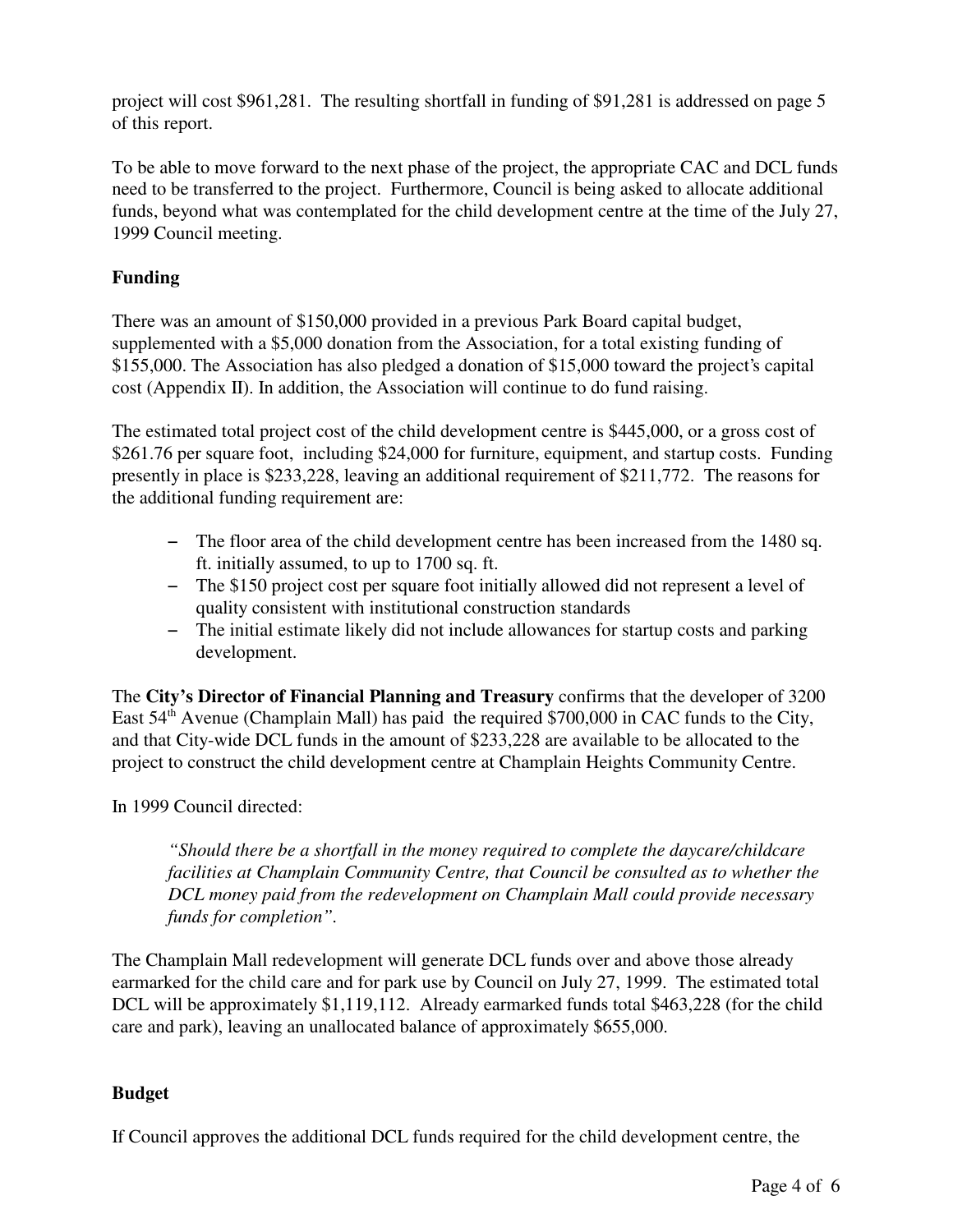project will cost $961,281. The resulting shortfall in funding of $91,281 is addressed on page 5 of this report.

To be able to move forward to the next phase of the project, the appropriate CAC and DCL funds need to be transferred to the project. Furthermore, Council is being asked to allocate additional funds, beyond what was contemplated for the child development centre at the time of the July 27, 1999 Council meeting.

**Funding**

There was an amount of $150,000 provided in a previous Park Board capital budget, supplemented with a $5,000 donation from the Association, for a total existing funding of $155,000. The Association has also pledged a donation of $15,000 toward the project's capital cost (Appendix II). In addition, the Association will continue to do fund raising.

The estimated total project cost of the child development centre is $445,000, or a gross cost of $261.76 per square foot, including $24,000 for furniture, equipment, and startup costs. Funding presently in place is $233,228, leaving an additional requirement of $211,772. The reasons for the additional funding requirement are:

- The floor area of the child development centre has been increased from the 1480 sq. ft. initially assumed, to up to 1700 sq. ft.
- The $150 project cost per square foot initially allowed did not represent a level of quality consistent with institutional construction standards
- The initial estimate likely did not include allowances for startup costs and parking development.

The **City's Director of Financial Planning and Treasury** confirms that the developer of 3200 East 54th Avenue (Champlain Mall) has paid the required $700,000 in CAC funds to the City, and that City-wide DCL funds in the amount of $233,228 are available to be allocated to the project to construct the child development centre at Champlain Heights Community Centre.

In 1999 Council directed:

> *"Should there be a shortfall in the money required to complete the daycare/childcare facilities at Champlain Community Centre, that Council be consulted as to whether the DCL money paid from the redevelopment on Champlain Mall could provide necessary funds for completion".*

The Champlain Mall redevelopment will generate DCL funds over and above those already earmarked for the child care and for park use by Council on July 27, 1999. The estimated total DCL will be approximately $1,119,112. Already earmarked funds total $463,228 (for the child care and park), leaving an unallocated balance of approximately $655,000.

**Budget**

If Council approves the additional DCL funds required for the child development centre, the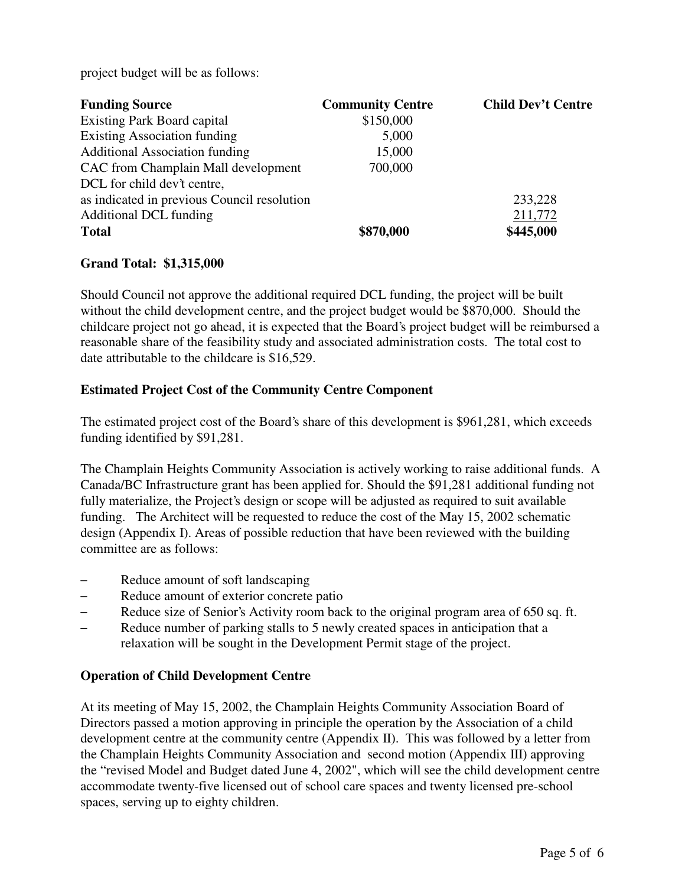project budget will be as follows:

| **Funding Source** | **Community Centre** | **Child Dev't Centre** |
|---|---|---|
| Existing Park Board capital | $150,000 | |
| Existing Association funding | 5,000 | |
| Additional Association funding | 15,000 | |
| CAC from Champlain Mall development | 700,000 | |
| DCL for child dev't centre, as indicated in previous Council resolution | | 233,228 |
| Additional DCL funding | | 211,772 |
| **Total** | **$870,000** | **$445,000** |

**Grand Total: $1,315,000**

Should Council not approve the additional required DCL funding, the project will be built without the child development centre, and the project budget would be $870,000. Should the childcare project not go ahead, it is expected that the Board's project budget will be reimbursed a reasonable share of the feasibility study and associated administration costs. The total cost to date attributable to the childcare is $16,529.

**Estimated Project Cost of the Community Centre Component**

The estimated project cost of the Board's share of this development is $961,281, which exceeds funding identified by $91,281.

The Champlain Heights Community Association is actively working to raise additional funds. A Canada/BC Infrastructure grant has been applied for. Should the $91,281 additional funding not fully materialize, the Project's design or scope will be adjusted as required to suit available funding. The Architect will be requested to reduce the cost of the May 15, 2002 schematic design (Appendix I). Areas of possible reduction that have been reviewed with the building committee are as follows:

- Reduce amount of soft landscaping
- Reduce amount of exterior concrete patio
- Reduce size of Senior's Activity room back to the original program area of 650 sq. ft.
- Reduce number of parking stalls to 5 newly created spaces in anticipation that a relaxation will be sought in the Development Permit stage of the project.

**Operation of Child Development Centre**

At its meeting of May 15, 2002, the Champlain Heights Community Association Board of Directors passed a motion approving in principle the operation by the Association of a child development centre at the community centre (Appendix II). This was followed by a letter from the Champlain Heights Community Association and second motion (Appendix III) approving the "revised Model and Budget dated June 4, 2002", which will see the child development centre accommodate twenty-five licensed out of school care spaces and twenty licensed pre-school spaces, serving up to eighty children.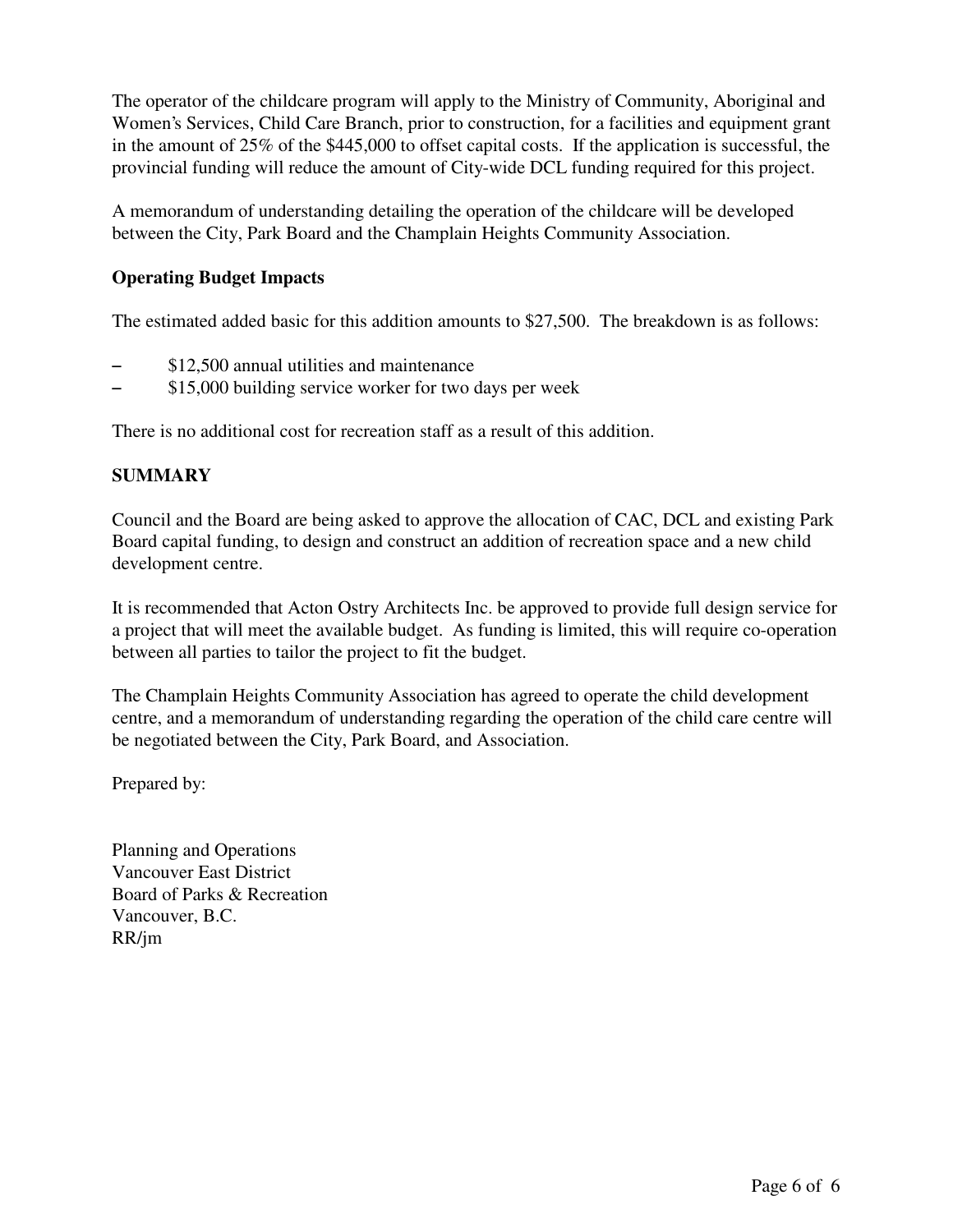The operator of the childcare program will apply to the Ministry of Community, Aboriginal and Women's Services, Child Care Branch, prior to construction, for a facilities and equipment grant in the amount of 25% of the $445,000 to offset capital costs. If the application is successful, the provincial funding will reduce the amount of City-wide DCL funding required for this project.

A memorandum of understanding detailing the operation of the childcare will be developed between the City, Park Board and the Champlain Heights Community Association.

**Operating Budget Impacts**

The estimated added basic for this addition amounts to $27,500. The breakdown is as follows:

- $12,500 annual utilities and maintenance
- $15,000 building service worker for two days per week

There is no additional cost for recreation staff as a result of this addition.

**SUMMARY**

Council and the Board are being asked to approve the allocation of CAC, DCL and existing Park Board capital funding, to design and construct an addition of recreation space and a new child development centre.

It is recommended that Acton Ostry Architects Inc. be approved to provide full design service for a project that will meet the available budget. As funding is limited, this will require co-operation between all parties to tailor the project to fit the budget.

The Champlain Heights Community Association has agreed to operate the child development centre, and a memorandum of understanding regarding the operation of the child care centre will be negotiated between the City, Park Board, and Association.

Prepared by:

Planning and Operations
Vancouver East District
Board of Parks & Recreation
Vancouver, B.C.
RR/jm